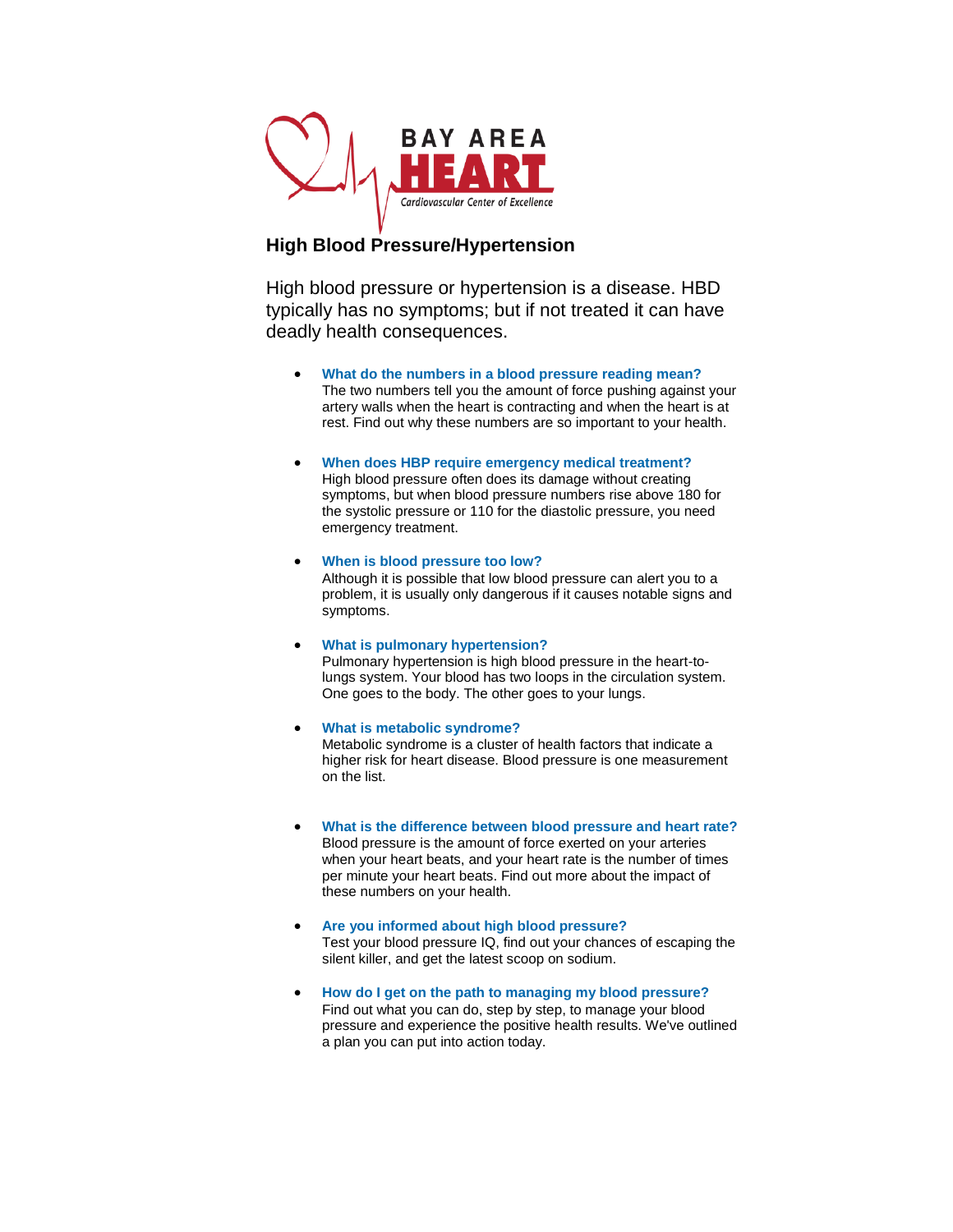BAY AREA

HEART

*Cardiovascular Center of Excellence*

## High Blood Pressure/Hypertension

High blood pressure or hypertension is a disease. HBD typically has no symptoms; but if not treated it can have deadly health consequences.

- **What do the numbers in a blood pressure reading mean?**
  The two numbers tell you the amount of force pushing against your artery walls when the heart is contracting and when the heart is at rest. Find out why these numbers are so important to your health.

- **When does HBP require emergency medical treatment?**
  High blood pressure often does its damage without creating symptoms, but when blood pressure numbers rise above 180 for the systolic pressure or 110 for the diastolic pressure, you need emergency treatment.

- **When is blood pressure too low?**
  Although it is possible that low blood pressure can alert you to a problem, it is usually only dangerous if it causes notable signs and symptoms.

- **What is pulmonary hypertension?**
  Pulmonary hypertension is high blood pressure in the heart-to-lungs system. Your blood has two loops in the circulation system. One goes to the body. The other goes to your lungs.

- **What is metabolic syndrome?**
  Metabolic syndrome is a cluster of health factors that indicate a higher risk for heart disease. Blood pressure is one measurement on the list.

- **What is the difference between blood pressure and heart rate?**
  Blood pressure is the amount of force exerted on your arteries when your heart beats, and your heart rate is the number of times per minute your heart beats. Find out more about the impact of these numbers on your health.

- **Are you informed about high blood pressure?**
  Test your blood pressure IQ, find out your chances of escaping the silent killer, and get the latest scoop on sodium.

- **How do I get on the path to managing my blood pressure?**
  Find out what you can do, step by step, to manage your blood pressure and experience the positive health results. We've outlined a plan you can put into action today.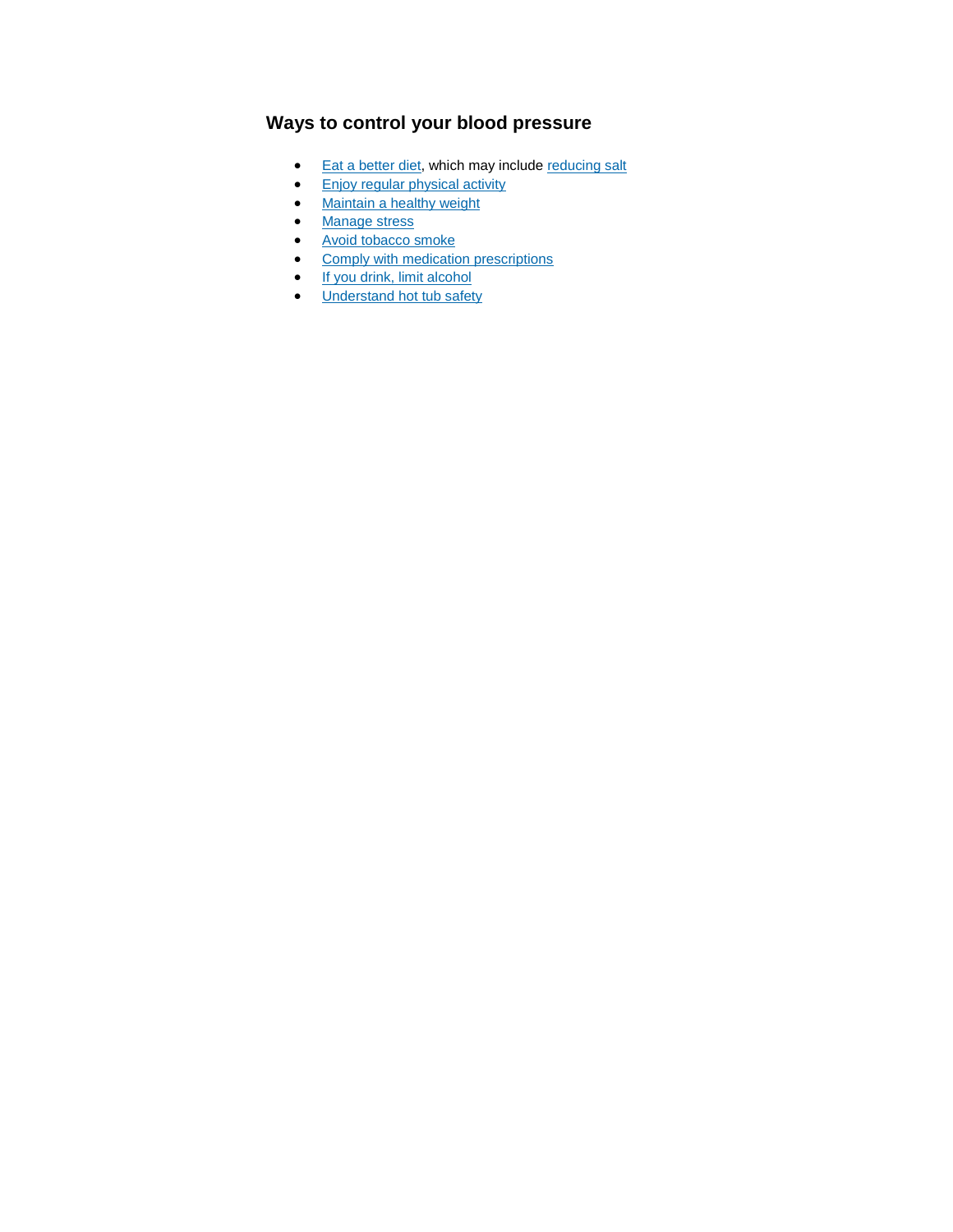### Ways to control your blood pressure

- Eat a better diet, which may include reducing salt
- Enjoy regular physical activity
- Maintain a healthy weight
- Manage stress
- Avoid tobacco smoke
- Comply with medication prescriptions
- If you drink, limit alcohol
- Understand hot tub safety